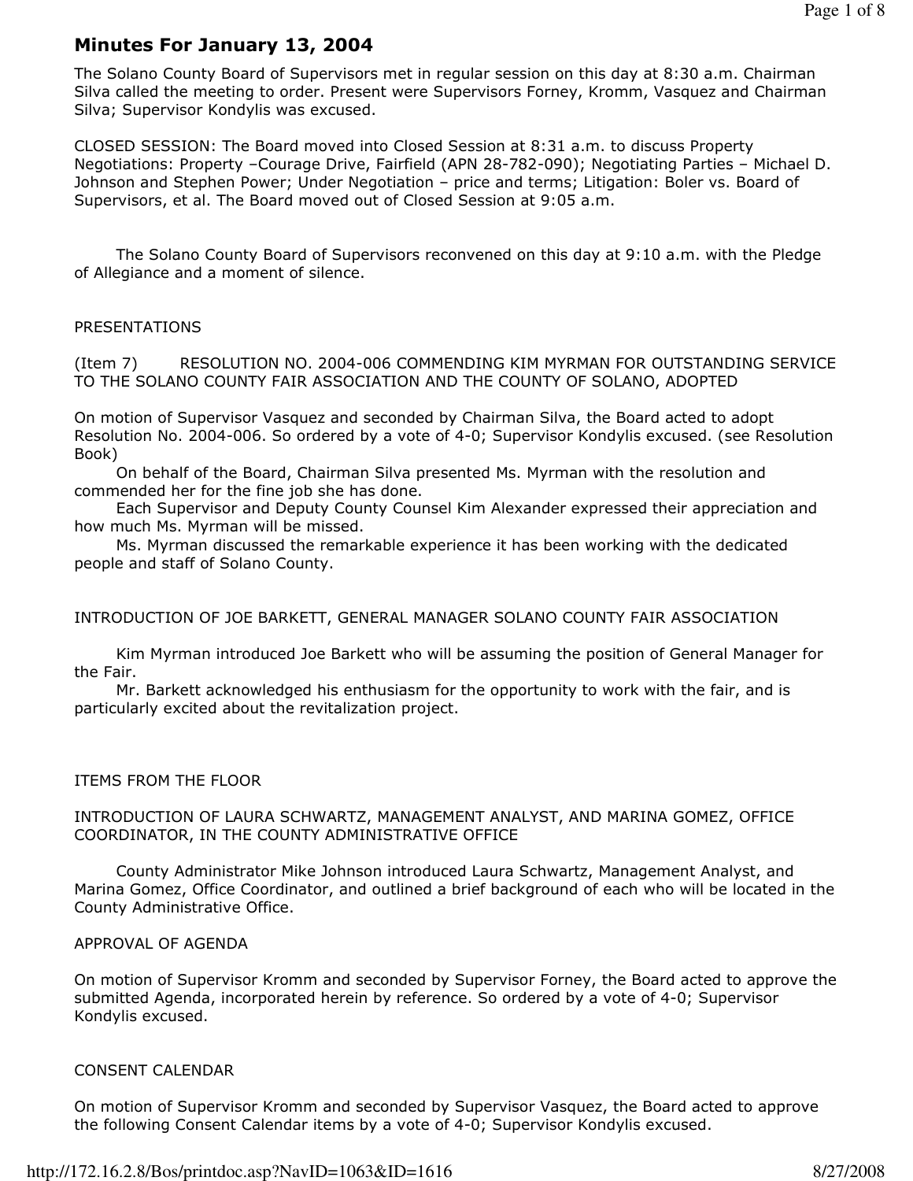# Minutes For January 13, 2004

The Solano County Board of Supervisors met in regular session on this day at 8:30 a.m. Chairman Silva called the meeting to order. Present were Supervisors Forney, Kromm, Vasquez and Chairman Silva; Supervisor Kondylis was excused.

CLOSED SESSION: The Board moved into Closed Session at 8:31 a.m. to discuss Property Negotiations: Property –Courage Drive, Fairfield (APN 28-782-090); Negotiating Parties – Michael D. Johnson and Stephen Power; Under Negotiation – price and terms; Litigation: Boler vs. Board of Supervisors, et al. The Board moved out of Closed Session at 9:05 a.m.

The Solano County Board of Supervisors reconvened on this day at 9:10 a.m. with the Pledge of Allegiance and a moment of silence.

PRESENTATIONS

(Item 7) RESOLUTION NO. 2004-006 COMMENDING KIM MYRMAN FOR OUTSTANDING SERVICE TO THE SOLANO COUNTY FAIR ASSOCIATION AND THE COUNTY OF SOLANO, ADOPTED

On motion of Supervisor Vasquez and seconded by Chairman Silva, the Board acted to adopt Resolution No. 2004-006. So ordered by a vote of 4-0; Supervisor Kondylis excused. (see Resolution Book)

On behalf of the Board, Chairman Silva presented Ms. Myrman with the resolution and commended her for the fine job she has done.

Each Supervisor and Deputy County Counsel Kim Alexander expressed their appreciation and how much Ms. Myrman will be missed.

Ms. Myrman discussed the remarkable experience it has been working with the dedicated people and staff of Solano County.

INTRODUCTION OF JOE BARKETT, GENERAL MANAGER SOLANO COUNTY FAIR ASSOCIATION

Kim Myrman introduced Joe Barkett who will be assuming the position of General Manager for the Fair.

Mr. Barkett acknowledged his enthusiasm for the opportunity to work with the fair, and is particularly excited about the revitalization project.

ITEMS FROM THE FLOOR

INTRODUCTION OF LAURA SCHWARTZ, MANAGEMENT ANALYST, AND MARINA GOMEZ, OFFICE COORDINATOR, IN THE COUNTY ADMINISTRATIVE OFFICE

County Administrator Mike Johnson introduced Laura Schwartz, Management Analyst, and Marina Gomez, Office Coordinator, and outlined a brief background of each who will be located in the County Administrative Office.

APPROVAL OF AGENDA

On motion of Supervisor Kromm and seconded by Supervisor Forney, the Board acted to approve the submitted Agenda, incorporated herein by reference. So ordered by a vote of 4-0; Supervisor Kondylis excused.

CONSENT CALENDAR

On motion of Supervisor Kromm and seconded by Supervisor Vasquez, the Board acted to approve the following Consent Calendar items by a vote of 4-0; Supervisor Kondylis excused.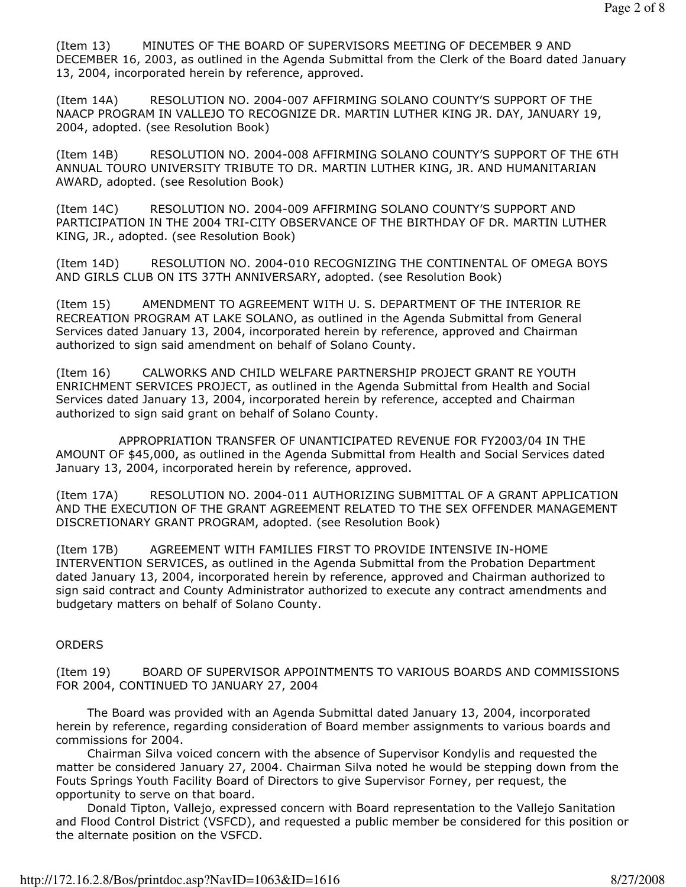(Item 13) MINUTES OF THE BOARD OF SUPERVISORS MEETING OF DECEMBER 9 AND DECEMBER 16, 2003, as outlined in the Agenda Submittal from the Clerk of the Board dated January 13, 2004, incorporated herein by reference, approved.

(Item 14A) RESOLUTION NO. 2004-007 AFFIRMING SOLANO COUNTY'S SUPPORT OF THE NAACP PROGRAM IN VALLEJO TO RECOGNIZE DR. MARTIN LUTHER KING JR. DAY, JANUARY 19, 2004, adopted. (see Resolution Book)

(Item 14B) RESOLUTION NO. 2004-008 AFFIRMING SOLANO COUNTY'S SUPPORT OF THE 6TH ANNUAL TOURO UNIVERSITY TRIBUTE TO DR. MARTIN LUTHER KING, JR. AND HUMANITARIAN AWARD, adopted. (see Resolution Book)

(Item 14C) RESOLUTION NO. 2004-009 AFFIRMING SOLANO COUNTY'S SUPPORT AND PARTICIPATION IN THE 2004 TRI-CITY OBSERVANCE OF THE BIRTHDAY OF DR. MARTIN LUTHER KING, JR., adopted. (see Resolution Book)

(Item 14D) RESOLUTION NO. 2004-010 RECOGNIZING THE CONTINENTAL OF OMEGA BOYS AND GIRLS CLUB ON ITS 37TH ANNIVERSARY, adopted. (see Resolution Book)

(Item 15) AMENDMENT TO AGREEMENT WITH U. S. DEPARTMENT OF THE INTERIOR RE RECREATION PROGRAM AT LAKE SOLANO, as outlined in the Agenda Submittal from General Services dated January 13, 2004, incorporated herein by reference, approved and Chairman authorized to sign said amendment on behalf of Solano County.

(Item 16) CALWORKS AND CHILD WELFARE PARTNERSHIP PROJECT GRANT RE YOUTH ENRICHMENT SERVICES PROJECT, as outlined in the Agenda Submittal from Health and Social Services dated January 13, 2004, incorporated herein by reference, accepted and Chairman authorized to sign said grant on behalf of Solano County.

APPROPRIATION TRANSFER OF UNANTICIPATED REVENUE FOR FY2003/04 IN THE AMOUNT OF $45,000, as outlined in the Agenda Submittal from Health and Social Services dated January 13, 2004, incorporated herein by reference, approved.

(Item 17A) RESOLUTION NO. 2004-011 AUTHORIZING SUBMITTAL OF A GRANT APPLICATION AND THE EXECUTION OF THE GRANT AGREEMENT RELATED TO THE SEX OFFENDER MANAGEMENT DISCRETIONARY GRANT PROGRAM, adopted. (see Resolution Book)

(Item 17B) AGREEMENT WITH FAMILIES FIRST TO PROVIDE INTENSIVE IN-HOME INTERVENTION SERVICES, as outlined in the Agenda Submittal from the Probation Department dated January 13, 2004, incorporated herein by reference, approved and Chairman authorized to sign said contract and County Administrator authorized to execute any contract amendments and budgetary matters on behalf of Solano County.

ORDERS

(Item 19) BOARD OF SUPERVISOR APPOINTMENTS TO VARIOUS BOARDS AND COMMISSIONS FOR 2004, CONTINUED TO JANUARY 27, 2004

The Board was provided with an Agenda Submittal dated January 13, 2004, incorporated herein by reference, regarding consideration of Board member assignments to various boards and commissions for 2004.

Chairman Silva voiced concern with the absence of Supervisor Kondylis and requested the matter be considered January 27, 2004. Chairman Silva noted he would be stepping down from the Fouts Springs Youth Facility Board of Directors to give Supervisor Forney, per request, the opportunity to serve on that board.

Donald Tipton, Vallejo, expressed concern with Board representation to the Vallejo Sanitation and Flood Control District (VSFCD), and requested a public member be considered for this position or the alternate position on the VSFCD.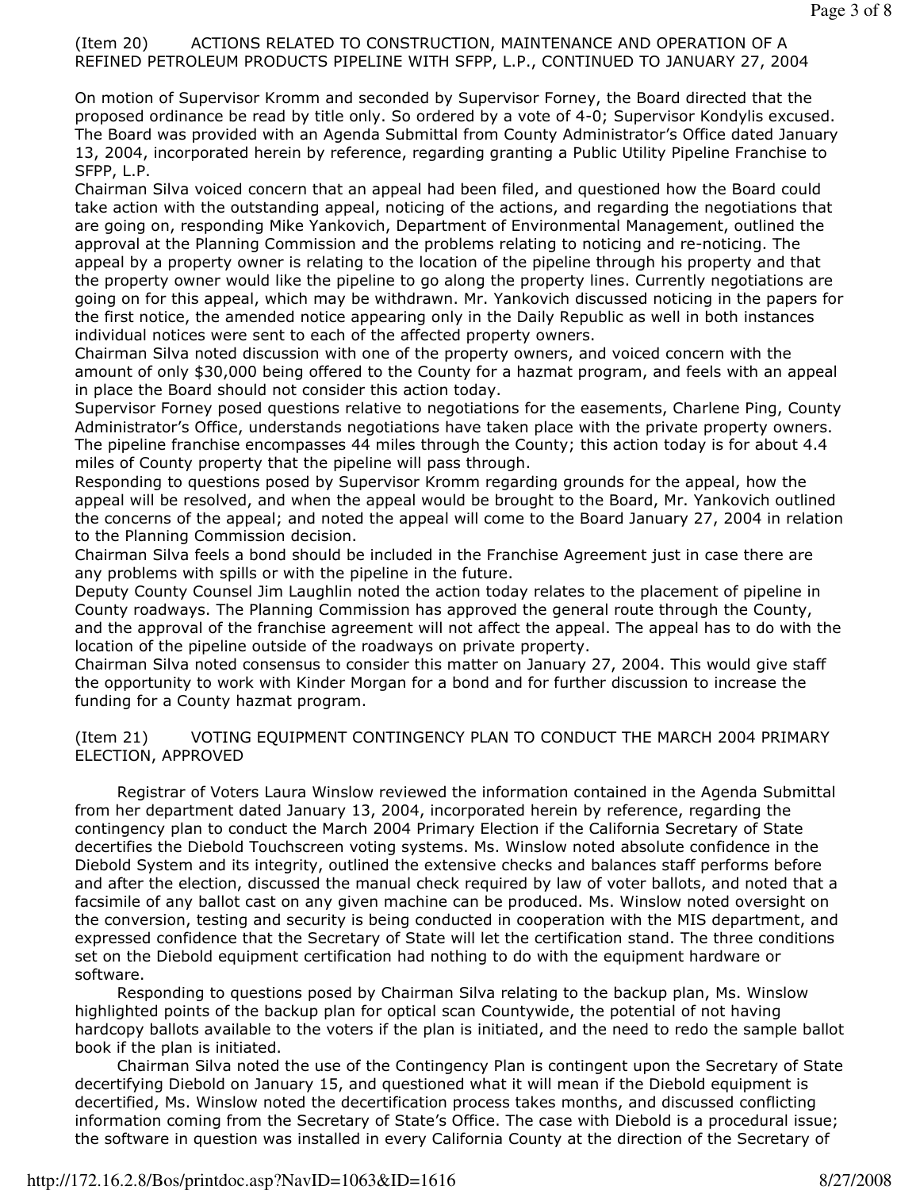(Item 20) ACTIONS RELATED TO CONSTRUCTION, MAINTENANCE AND OPERATION OF A REFINED PETROLEUM PRODUCTS PIPELINE WITH SFPP, L.P., CONTINUED TO JANUARY 27, 2004

On motion of Supervisor Kromm and seconded by Supervisor Forney, the Board directed that the proposed ordinance be read by title only. So ordered by a vote of 4-0; Supervisor Kondylis excused. The Board was provided with an Agenda Submittal from County Administrator's Office dated January 13, 2004, incorporated herein by reference, regarding granting a Public Utility Pipeline Franchise to SFPP, L.P.

Chairman Silva voiced concern that an appeal had been filed, and questioned how the Board could take action with the outstanding appeal, noticing of the actions, and regarding the negotiations that are going on, responding Mike Yankovich, Department of Environmental Management, outlined the approval at the Planning Commission and the problems relating to noticing and re-noticing. The appeal by a property owner is relating to the location of the pipeline through his property and that the property owner would like the pipeline to go along the property lines. Currently negotiations are going on for this appeal, which may be withdrawn. Mr. Yankovich discussed noticing in the papers for the first notice, the amended notice appearing only in the Daily Republic as well in both instances individual notices were sent to each of the affected property owners.

Chairman Silva noted discussion with one of the property owners, and voiced concern with the amount of only $30,000 being offered to the County for a hazmat program, and feels with an appeal in place the Board should not consider this action today.

Supervisor Forney posed questions relative to negotiations for the easements, Charlene Ping, County Administrator's Office, understands negotiations have taken place with the private property owners. The pipeline franchise encompasses 44 miles through the County; this action today is for about 4.4 miles of County property that the pipeline will pass through.

Responding to questions posed by Supervisor Kromm regarding grounds for the appeal, how the appeal will be resolved, and when the appeal would be brought to the Board, Mr. Yankovich outlined the concerns of the appeal; and noted the appeal will come to the Board January 27, 2004 in relation to the Planning Commission decision.

Chairman Silva feels a bond should be included in the Franchise Agreement just in case there are any problems with spills or with the pipeline in the future.

Deputy County Counsel Jim Laughlin noted the action today relates to the placement of pipeline in County roadways. The Planning Commission has approved the general route through the County, and the approval of the franchise agreement will not affect the appeal. The appeal has to do with the location of the pipeline outside of the roadways on private property.

Chairman Silva noted consensus to consider this matter on January 27, 2004. This would give staff the opportunity to work with Kinder Morgan for a bond and for further discussion to increase the funding for a County hazmat program.

(Item 21) VOTING EQUIPMENT CONTINGENCY PLAN TO CONDUCT THE MARCH 2004 PRIMARY ELECTION, APPROVED

Registrar of Voters Laura Winslow reviewed the information contained in the Agenda Submittal from her department dated January 13, 2004, incorporated herein by reference, regarding the contingency plan to conduct the March 2004 Primary Election if the California Secretary of State decertifies the Diebold Touchscreen voting systems. Ms. Winslow noted absolute confidence in the Diebold System and its integrity, outlined the extensive checks and balances staff performs before and after the election, discussed the manual check required by law of voter ballots, and noted that a facsimile of any ballot cast on any given machine can be produced. Ms. Winslow noted oversight on the conversion, testing and security is being conducted in cooperation with the MIS department, and expressed confidence that the Secretary of State will let the certification stand. The three conditions set on the Diebold equipment certification had nothing to do with the equipment hardware or software.

Responding to questions posed by Chairman Silva relating to the backup plan, Ms. Winslow highlighted points of the backup plan for optical scan Countywide, the potential of not having hardcopy ballots available to the voters if the plan is initiated, and the need to redo the sample ballot book if the plan is initiated.

Chairman Silva noted the use of the Contingency Plan is contingent upon the Secretary of State decertifying Diebold on January 15, and questioned what it will mean if the Diebold equipment is decertified, Ms. Winslow noted the decertification process takes months, and discussed conflicting information coming from the Secretary of State's Office. The case with Diebold is a procedural issue; the software in question was installed in every California County at the direction of the Secretary of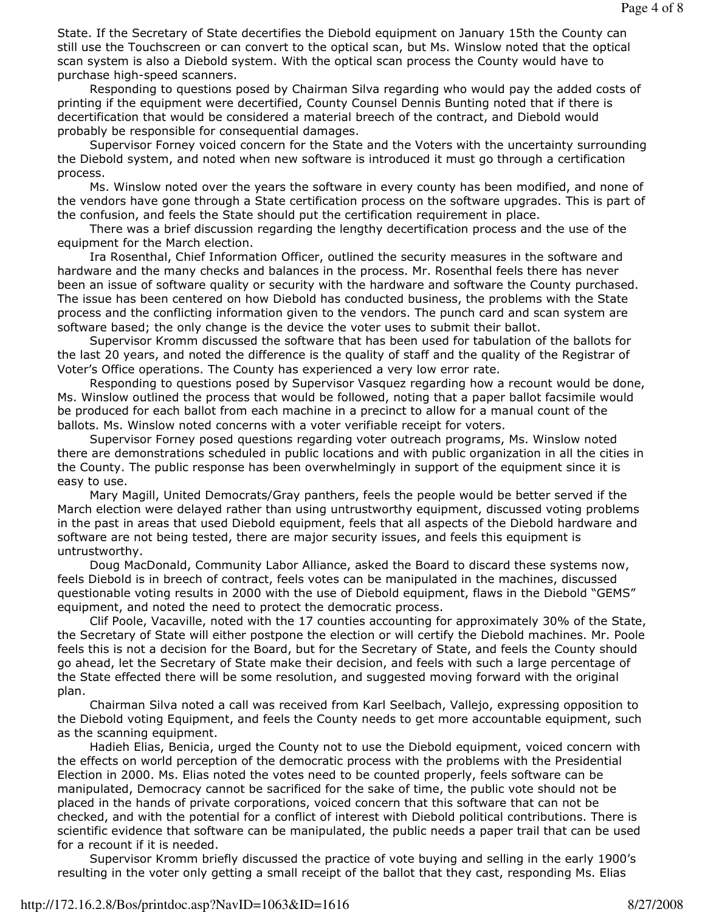State. If the Secretary of State decertifies the Diebold equipment on January 15th the County can still use the Touchscreen or can convert to the optical scan, but Ms. Winslow noted that the optical scan system is also a Diebold system. With the optical scan process the County would have to purchase high-speed scanners.

Responding to questions posed by Chairman Silva regarding who would pay the added costs of printing if the equipment were decertified, County Counsel Dennis Bunting noted that if there is decertification that would be considered a material breech of the contract, and Diebold would probably be responsible for consequential damages.

Supervisor Forney voiced concern for the State and the Voters with the uncertainty surrounding the Diebold system, and noted when new software is introduced it must go through a certification process.

Ms. Winslow noted over the years the software in every county has been modified, and none of the vendors have gone through a State certification process on the software upgrades. This is part of the confusion, and feels the State should put the certification requirement in place.

There was a brief discussion regarding the lengthy decertification process and the use of the equipment for the March election.

Ira Rosenthal, Chief Information Officer, outlined the security measures in the software and hardware and the many checks and balances in the process. Mr. Rosenthal feels there has never been an issue of software quality or security with the hardware and software the County purchased. The issue has been centered on how Diebold has conducted business, the problems with the State process and the conflicting information given to the vendors. The punch card and scan system are software based; the only change is the device the voter uses to submit their ballot.

Supervisor Kromm discussed the software that has been used for tabulation of the ballots for the last 20 years, and noted the difference is the quality of staff and the quality of the Registrar of Voter's Office operations. The County has experienced a very low error rate.

Responding to questions posed by Supervisor Vasquez regarding how a recount would be done, Ms. Winslow outlined the process that would be followed, noting that a paper ballot facsimile would be produced for each ballot from each machine in a precinct to allow for a manual count of the ballots. Ms. Winslow noted concerns with a voter verifiable receipt for voters.

Supervisor Forney posed questions regarding voter outreach programs, Ms. Winslow noted there are demonstrations scheduled in public locations and with public organization in all the cities in the County. The public response has been overwhelmingly in support of the equipment since it is easy to use.

Mary Magill, United Democrats/Gray panthers, feels the people would be better served if the March election were delayed rather than using untrustworthy equipment, discussed voting problems in the past in areas that used Diebold equipment, feels that all aspects of the Diebold hardware and software are not being tested, there are major security issues, and feels this equipment is untrustworthy.

Doug MacDonald, Community Labor Alliance, asked the Board to discard these systems now, feels Diebold is in breech of contract, feels votes can be manipulated in the machines, discussed questionable voting results in 2000 with the use of Diebold equipment, flaws in the Diebold "GEMS" equipment, and noted the need to protect the democratic process.

Clif Poole, Vacaville, noted with the 17 counties accounting for approximately 30% of the State, the Secretary of State will either postpone the election or will certify the Diebold machines. Mr. Poole feels this is not a decision for the Board, but for the Secretary of State, and feels the County should go ahead, let the Secretary of State make their decision, and feels with such a large percentage of the State effected there will be some resolution, and suggested moving forward with the original plan.

Chairman Silva noted a call was received from Karl Seelbach, Vallejo, expressing opposition to the Diebold voting Equipment, and feels the County needs to get more accountable equipment, such as the scanning equipment.

Hadieh Elias, Benicia, urged the County not to use the Diebold equipment, voiced concern with the effects on world perception of the democratic process with the problems with the Presidential Election in 2000. Ms. Elias noted the votes need to be counted properly, feels software can be manipulated, Democracy cannot be sacrificed for the sake of time, the public vote should not be placed in the hands of private corporations, voiced concern that this software that can not be checked, and with the potential for a conflict of interest with Diebold political contributions. There is scientific evidence that software can be manipulated, the public needs a paper trail that can be used for a recount if it is needed.

Supervisor Kromm briefly discussed the practice of vote buying and selling in the early 1900's resulting in the voter only getting a small receipt of the ballot that they cast, responding Ms. Elias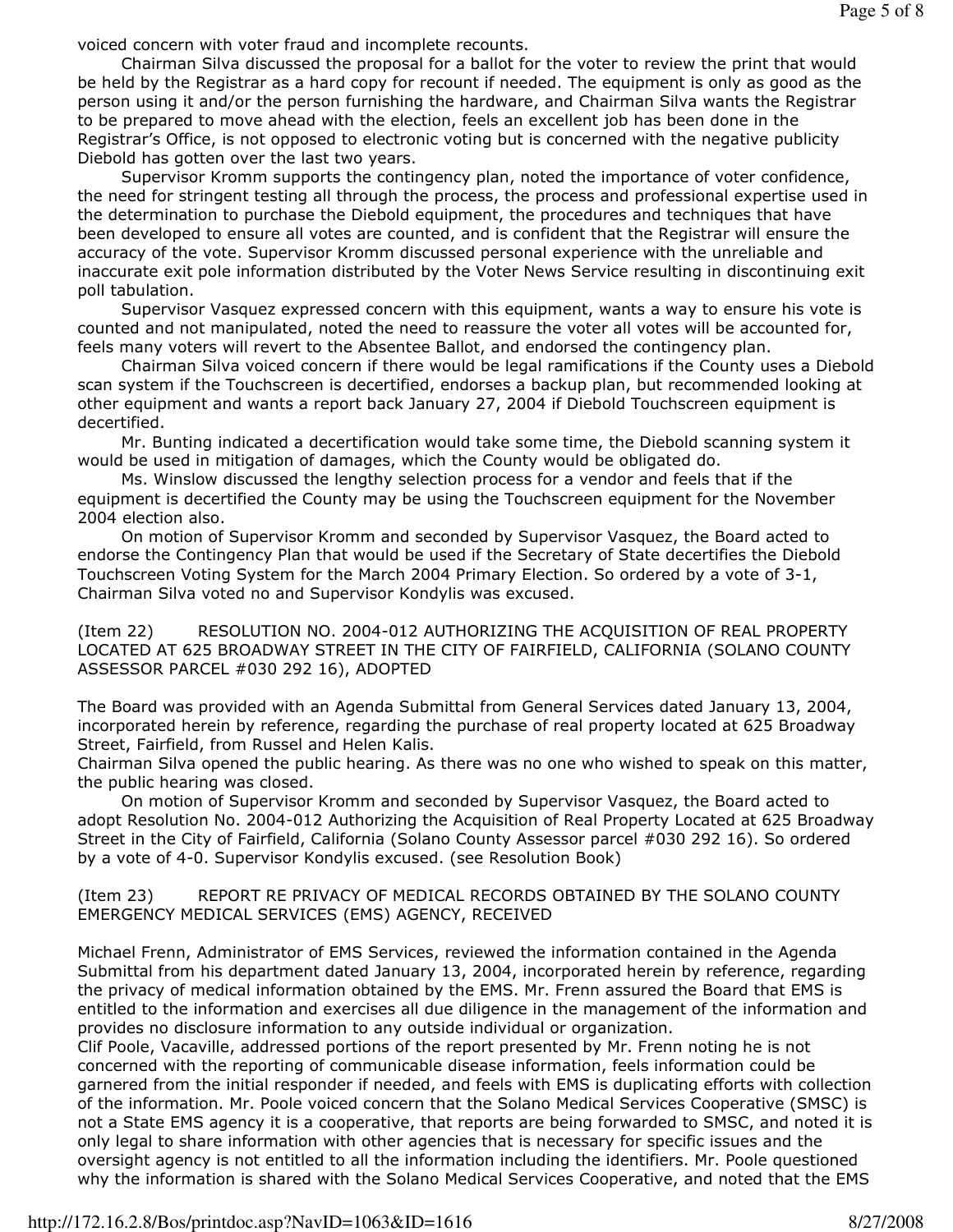voiced concern with voter fraud and incomplete recounts.

Chairman Silva discussed the proposal for a ballot for the voter to review the print that would be held by the Registrar as a hard copy for recount if needed. The equipment is only as good as the person using it and/or the person furnishing the hardware, and Chairman Silva wants the Registrar to be prepared to move ahead with the election, feels an excellent job has been done in the Registrar's Office, is not opposed to electronic voting but is concerned with the negative publicity Diebold has gotten over the last two years.

Supervisor Kromm supports the contingency plan, noted the importance of voter confidence, the need for stringent testing all through the process, the process and professional expertise used in the determination to purchase the Diebold equipment, the procedures and techniques that have been developed to ensure all votes are counted, and is confident that the Registrar will ensure the accuracy of the vote. Supervisor Kromm discussed personal experience with the unreliable and inaccurate exit pole information distributed by the Voter News Service resulting in discontinuing exit poll tabulation.

Supervisor Vasquez expressed concern with this equipment, wants a way to ensure his vote is counted and not manipulated, noted the need to reassure the voter all votes will be accounted for, feels many voters will revert to the Absentee Ballot, and endorsed the contingency plan.

Chairman Silva voiced concern if there would be legal ramifications if the County uses a Diebold scan system if the Touchscreen is decertified, endorses a backup plan, but recommended looking at other equipment and wants a report back January 27, 2004 if Diebold Touchscreen equipment is decertified.

Mr. Bunting indicated a decertification would take some time, the Diebold scanning system it would be used in mitigation of damages, which the County would be obligated do.

Ms. Winslow discussed the lengthy selection process for a vendor and feels that if the equipment is decertified the County may be using the Touchscreen equipment for the November 2004 election also.

On motion of Supervisor Kromm and seconded by Supervisor Vasquez, the Board acted to endorse the Contingency Plan that would be used if the Secretary of State decertifies the Diebold Touchscreen Voting System for the March 2004 Primary Election. So ordered by a vote of 3-1, Chairman Silva voted no and Supervisor Kondylis was excused.

(Item 22) RESOLUTION NO. 2004-012 AUTHORIZING THE ACQUISITION OF REAL PROPERTY LOCATED AT 625 BROADWAY STREET IN THE CITY OF FAIRFIELD, CALIFORNIA (SOLANO COUNTY ASSESSOR PARCEL #030 292 16), ADOPTED

The Board was provided with an Agenda Submittal from General Services dated January 13, 2004, incorporated herein by reference, regarding the purchase of real property located at 625 Broadway Street, Fairfield, from Russel and Helen Kalis.

Chairman Silva opened the public hearing. As there was no one who wished to speak on this matter, the public hearing was closed.

On motion of Supervisor Kromm and seconded by Supervisor Vasquez, the Board acted to adopt Resolution No. 2004-012 Authorizing the Acquisition of Real Property Located at 625 Broadway Street in the City of Fairfield, California (Solano County Assessor parcel #030 292 16). So ordered by a vote of 4-0. Supervisor Kondylis excused. (see Resolution Book)

(Item 23) REPORT RE PRIVACY OF MEDICAL RECORDS OBTAINED BY THE SOLANO COUNTY EMERGENCY MEDICAL SERVICES (EMS) AGENCY, RECEIVED

Michael Frenn, Administrator of EMS Services, reviewed the information contained in the Agenda Submittal from his department dated January 13, 2004, incorporated herein by reference, regarding the privacy of medical information obtained by the EMS. Mr. Frenn assured the Board that EMS is entitled to the information and exercises all due diligence in the management of the information and provides no disclosure information to any outside individual or organization.

Clif Poole, Vacaville, addressed portions of the report presented by Mr. Frenn noting he is not concerned with the reporting of communicable disease information, feels information could be garnered from the initial responder if needed, and feels with EMS is duplicating efforts with collection of the information. Mr. Poole voiced concern that the Solano Medical Services Cooperative (SMSC) is not a State EMS agency it is a cooperative, that reports are being forwarded to SMSC, and noted it is only legal to share information with other agencies that is necessary for specific issues and the oversight agency is not entitled to all the information including the identifiers. Mr. Poole questioned why the information is shared with the Solano Medical Services Cooperative, and noted that the EMS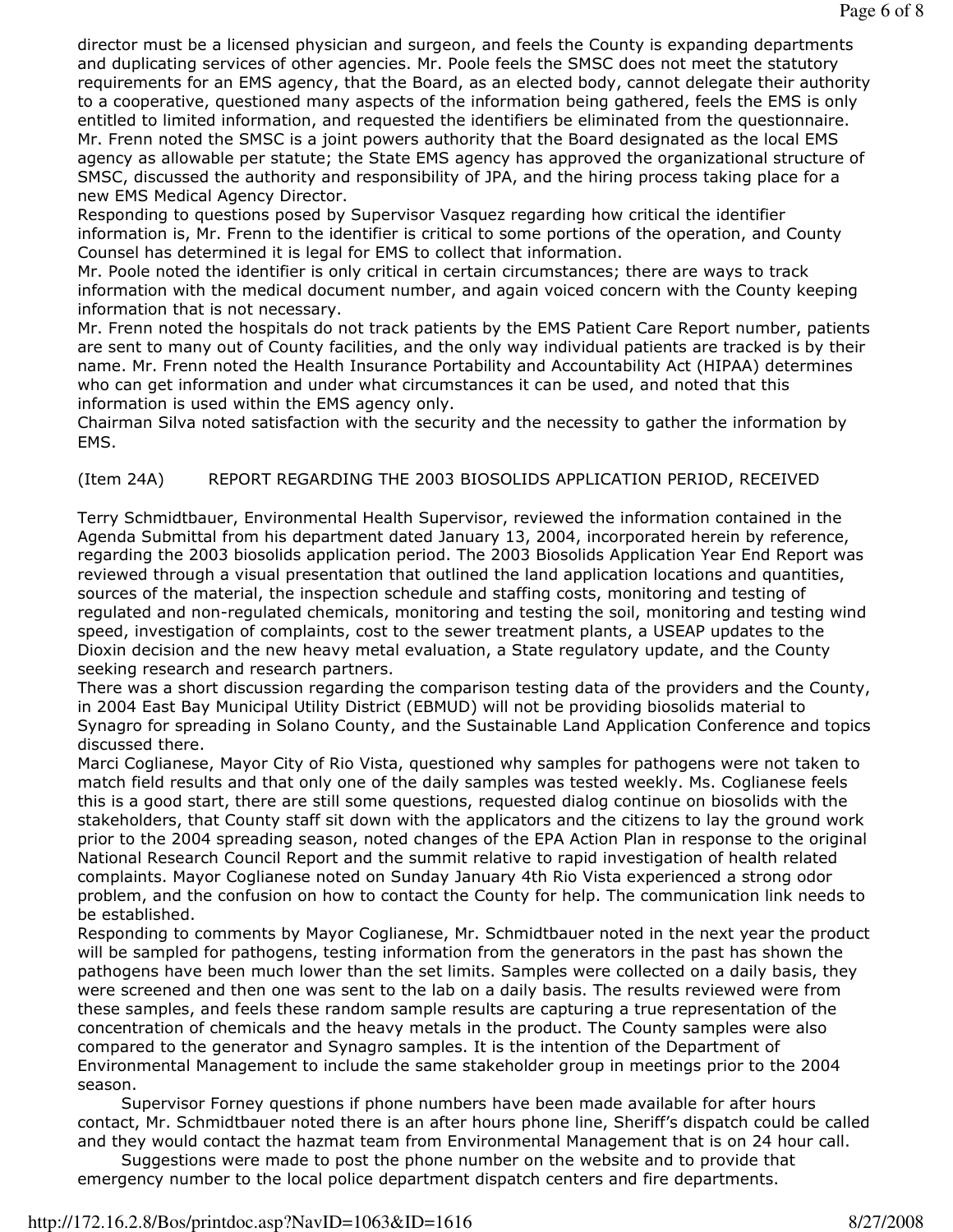director must be a licensed physician and surgeon, and feels the County is expanding departments and duplicating services of other agencies. Mr. Poole feels the SMSC does not meet the statutory requirements for an EMS agency, that the Board, as an elected body, cannot delegate their authority to a cooperative, questioned many aspects of the information being gathered, feels the EMS is only entitled to limited information, and requested the identifiers be eliminated from the questionnaire.
Mr. Frenn noted the SMSC is a joint powers authority that the Board designated as the local EMS agency as allowable per statute; the State EMS agency has approved the organizational structure of SMSC, discussed the authority and responsibility of JPA, and the hiring process taking place for a new EMS Medical Agency Director.
Responding to questions posed by Supervisor Vasquez regarding how critical the identifier information is, Mr. Frenn to the identifier is critical to some portions of the operation, and County Counsel has determined it is legal for EMS to collect that information.
Mr. Poole noted the identifier is only critical in certain circumstances; there are ways to track information with the medical document number, and again voiced concern with the County keeping information that is not necessary.
Mr. Frenn noted the hospitals do not track patients by the EMS Patient Care Report number, patients are sent to many out of County facilities, and the only way individual patients are tracked is by their name. Mr. Frenn noted the Health Insurance Portability and Accountability Act (HIPAA) determines who can get information and under what circumstances it can be used, and noted that this information is used within the EMS agency only.
Chairman Silva noted satisfaction with the security and the necessity to gather the information by EMS.

(Item 24A) REPORT REGARDING THE 2003 BIOSOLIDS APPLICATION PERIOD, RECEIVED

Terry Schmidtbauer, Environmental Health Supervisor, reviewed the information contained in the Agenda Submittal from his department dated January 13, 2004, incorporated herein by reference, regarding the 2003 biosolids application period. The 2003 Biosolids Application Year End Report was reviewed through a visual presentation that outlined the land application locations and quantities, sources of the material, the inspection schedule and staffing costs, monitoring and testing of regulated and non-regulated chemicals, monitoring and testing the soil, monitoring and testing wind speed, investigation of complaints, cost to the sewer treatment plants, a USEAP updates to the Dioxin decision and the new heavy metal evaluation, a State regulatory update, and the County seeking research and research partners.
There was a short discussion regarding the comparison testing data of the providers and the County, in 2004 East Bay Municipal Utility District (EBMUD) will not be providing biosolids material to Synagro for spreading in Solano County, and the Sustainable Land Application Conference and topics discussed there.
Marci Coglianese, Mayor City of Rio Vista, questioned why samples for pathogens were not taken to match field results and that only one of the daily samples was tested weekly. Ms. Coglianese feels this is a good start, there are still some questions, requested dialog continue on biosolids with the stakeholders, that County staff sit down with the applicators and the citizens to lay the ground work prior to the 2004 spreading season, noted changes of the EPA Action Plan in response to the original National Research Council Report and the summit relative to rapid investigation of health related complaints. Mayor Coglianese noted on Sunday January 4th Rio Vista experienced a strong odor problem, and the confusion on how to contact the County for help. The communication link needs to be established.
Responding to comments by Mayor Coglianese, Mr. Schmidtbauer noted in the next year the product will be sampled for pathogens, testing information from the generators in the past has shown the pathogens have been much lower than the set limits. Samples were collected on a daily basis, they were screened and then one was sent to the lab on a daily basis. The results reviewed were from these samples, and feels these random sample results are capturing a true representation of the concentration of chemicals and the heavy metals in the product. The County samples were also compared to the generator and Synagro samples. It is the intention of the Department of Environmental Management to include the same stakeholder group in meetings prior to the 2004 season.
Supervisor Forney questions if phone numbers have been made available for after hours contact, Mr. Schmidtbauer noted there is an after hours phone line, Sheriff's dispatch could be called and they would contact the hazmat team from Environmental Management that is on 24 hour call.
Suggestions were made to post the phone number on the website and to provide that emergency number to the local police department dispatch centers and fire departments.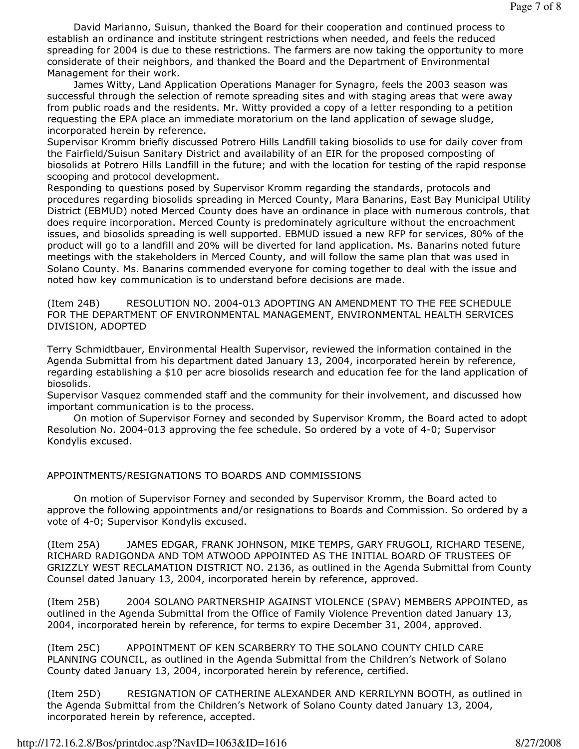David Marianno, Suisun, thanked the Board for their cooperation and continued process to establish an ordinance and institute stringent restrictions when needed, and feels the reduced spreading for 2004 is due to these restrictions. The farmers are now taking the opportunity to more considerate of their neighbors, and thanked the Board and the Department of Environmental Management for their work.

James Witty, Land Application Operations Manager for Synagro, feels the 2003 season was successful through the selection of remote spreading sites and with staging areas that were away from public roads and the residents. Mr. Witty provided a copy of a letter responding to a petition requesting the EPA place an immediate moratorium on the land application of sewage sludge, incorporated herein by reference.

Supervisor Kromm briefly discussed Potrero Hills Landfill taking biosolids to use for daily cover from the Fairfield/Suisun Sanitary District and availability of an EIR for the proposed composting of biosolids at Potrero Hills Landfill in the future; and with the location for testing of the rapid response scooping and protocol development.

Responding to questions posed by Supervisor Kromm regarding the standards, protocols and procedures regarding biosolids spreading in Merced County, Mara Banarins, East Bay Municipal Utility District (EBMUD) noted Merced County does have an ordinance in place with numerous controls, that does require incorporation. Merced County is predominately agriculture without the encroachment issues, and biosolids spreading is well supported. EBMUD issued a new RFP for services, 80% of the product will go to a landfill and 20% will be diverted for land application. Ms. Banarins noted future meetings with the stakeholders in Merced County, and will follow the same plan that was used in Solano County. Ms. Banarins commended everyone for coming together to deal with the issue and noted how key communication is to understand before decisions are made.

(Item 24B) RESOLUTION NO. 2004-013 ADOPTING AN AMENDMENT TO THE FEE SCHEDULE FOR THE DEPARTMENT OF ENVIRONMENTAL MANAGEMENT, ENVIRONMENTAL HEALTH SERVICES DIVISION, ADOPTED

Terry Schmidtbauer, Environmental Health Supervisor, reviewed the information contained in the Agenda Submittal from his department dated January 13, 2004, incorporated herein by reference, regarding establishing a $10 per acre biosolids research and education fee for the land application of biosolids.

Supervisor Vasquez commended staff and the community for their involvement, and discussed how important communication is to the process.

On motion of Supervisor Forney and seconded by Supervisor Kromm, the Board acted to adopt Resolution No. 2004-013 approving the fee schedule. So ordered by a vote of 4-0; Supervisor Kondylis excused.

APPOINTMENTS/RESIGNATIONS TO BOARDS AND COMMISSIONS

On motion of Supervisor Forney and seconded by Supervisor Kromm, the Board acted to approve the following appointments and/or resignations to Boards and Commission. So ordered by a vote of 4-0; Supervisor Kondylis excused.

(Item 25A) JAMES EDGAR, FRANK JOHNSON, MIKE TEMPS, GARY FRUGOLI, RICHARD TESENE, RICHARD RADIGONDA AND TOM ATWOOD APPOINTED AS THE INITIAL BOARD OF TRUSTEES OF GRIZZLY WEST RECLAMATION DISTRICT NO. 2136, as outlined in the Agenda Submittal from County Counsel dated January 13, 2004, incorporated herein by reference, approved.

(Item 25B) 2004 SOLANO PARTNERSHIP AGAINST VIOLENCE (SPAV) MEMBERS APPOINTED, as outlined in the Agenda Submittal from the Office of Family Violence Prevention dated January 13, 2004, incorporated herein by reference, for terms to expire December 31, 2004, approved.

(Item 25C) APPOINTMENT OF KEN SCARBERRY TO THE SOLANO COUNTY CHILD CARE PLANNING COUNCIL, as outlined in the Agenda Submittal from the Children's Network of Solano County dated January 13, 2004, incorporated herein by reference, certified.

(Item 25D) RESIGNATION OF CATHERINE ALEXANDER AND KERRILYNN BOOTH, as outlined in the Agenda Submittal from the Children's Network of Solano County dated January 13, 2004, incorporated herein by reference, accepted.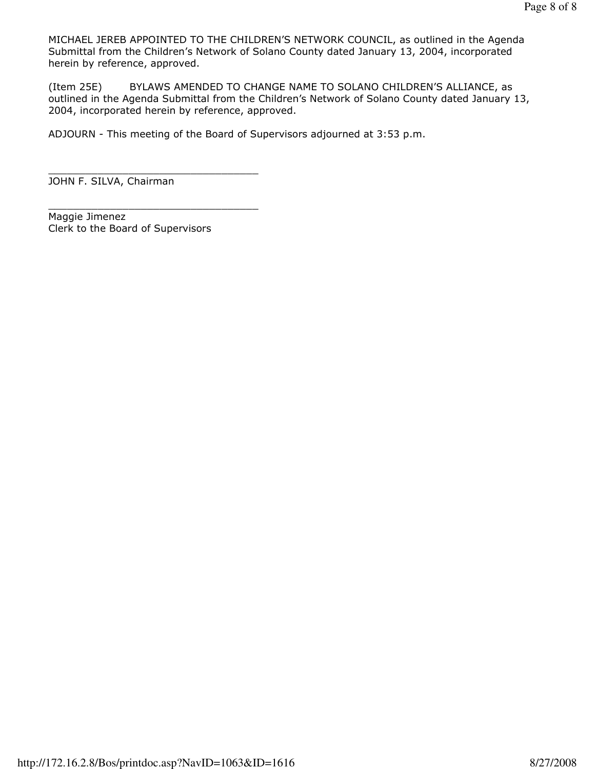MICHAEL JEREB APPOINTED TO THE CHILDREN'S NETWORK COUNCIL, as outlined in the Agenda Submittal from the Children's Network of Solano County dated January 13, 2004, incorporated herein by reference, approved.

(Item 25E) BYLAWS AMENDED TO CHANGE NAME TO SOLANO CHILDREN'S ALLIANCE, as outlined in the Agenda Submittal from the Children's Network of Solano County dated January 13, 2004, incorporated herein by reference, approved.

ADJOURN - This meeting of the Board of Supervisors adjourned at 3:53 p.m.

___________________________________

JOHN F. SILVA, Chairman

___________________________________

Maggie Jimenez
Clerk to the Board of Supervisors